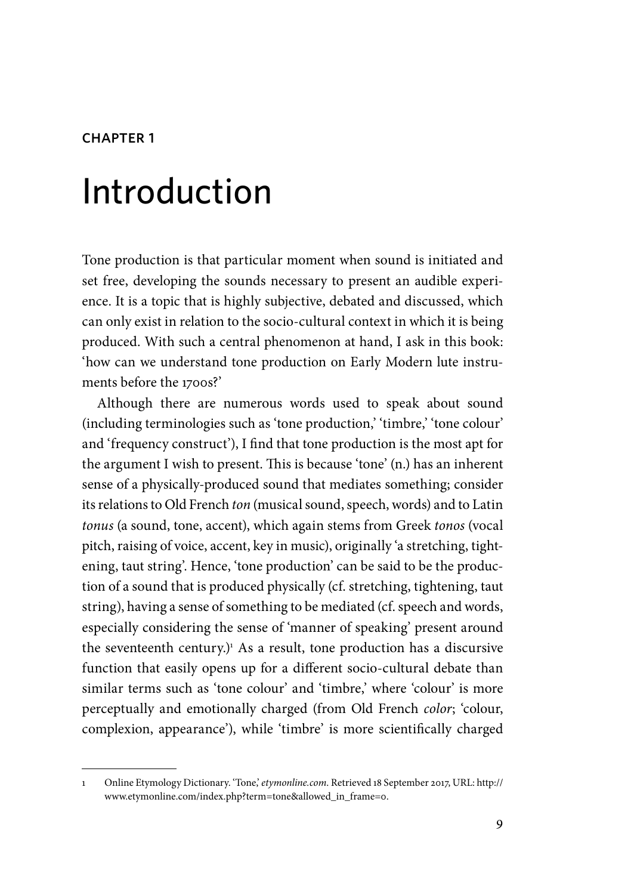CHAPTER 1

# Introduction

Tone production is that particular moment when sound is initiated and set free, developing the sounds necessary to present an audible experience. It is a topic that is highly subjective, debated and discussed, which can only exist in relation to the socio-cultural context in which it is being produced. With such a central phenomenon at hand, I ask in this book: 'how can we understand tone production on Early Modern lute instruments before the 1700s?'

Although there are numerous words used to speak about sound (including terminologies such as 'tone production,' 'timbre,' 'tone colour' and 'frequency construct'), I find that tone production is the most apt for the argument I wish to present. This is because 'tone' (n.) has an inherent sense of a physically-produced sound that mediates something; consider its relations to Old French *ton* (musical sound, speech, words) and to Latin *tonus* (a sound, tone, accent), which again stems from Greek *tonos* (vocal pitch, raising of voice, accent, key in music), originally 'a stretching, tightening, taut string'. Hence, 'tone production' can be said to be the production of a sound that is produced physically (cf. stretching, tightening, taut string), having a sense of something to be mediated (cf. speech and words, especially considering the sense of 'manner of speaking' present around the seventeenth century.)[1] As a result, tone production has a discursive function that easily opens up for a different socio-cultural debate than similar terms such as 'tone colour' and 'timbre,' where 'colour' is more perceptually and emotionally charged (from Old French *color*; 'colour, complexion, appearance'), while 'timbre' is more scientifically charged

1 Online Etymology Dictionary. 'Tone,' *etymonline.com*. Retrieved 18 September 2017, URL: http://www.etymonline.com/index.php?term=tone&allowed_in_frame=0.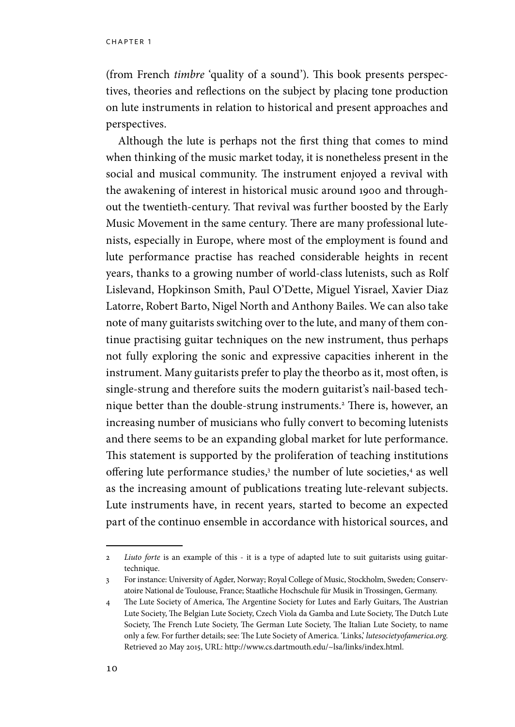(from French *timbre* 'quality of a sound'). This book presents perspectives, theories and reflections on the subject by placing tone production on lute instruments in relation to historical and present approaches and perspectives.

Although the lute is perhaps not the first thing that comes to mind when thinking of the music market today, it is nonetheless present in the social and musical community. The instrument enjoyed a revival with the awakening of interest in historical music around 1900 and throughout the twentieth-century. That revival was further boosted by the Early Music Movement in the same century. There are many professional lutenists, especially in Europe, where most of the employment is found and lute performance practise has reached considerable heights in recent years, thanks to a growing number of world-class lutenists, such as Rolf Lislevand, Hopkinson Smith, Paul O'Dette, Miguel Yisrael, Xavier Diaz Latorre, Robert Barto, Nigel North and Anthony Bailes. We can also take note of many guitarists switching over to the lute, and many of them continue practising guitar techniques on the new instrument, thus perhaps not fully exploring the sonic and expressive capacities inherent in the instrument. Many guitarists prefer to play the theorbo as it, most often, is single-strung and therefore suits the modern guitarist's nail-based technique better than the double-strung instruments.[2] There is, however, an increasing number of musicians who fully convert to becoming lutenists and there seems to be an expanding global market for lute performance. This statement is supported by the proliferation of teaching institutions offering lute performance studies,[3] the number of lute societies,[4] as well as the increasing amount of publications treating lute-relevant subjects. Lute instruments have, in recent years, started to become an expected part of the continuo ensemble in accordance with historical sources, and

---

2 *Liuto forte* is an example of this - it is a type of adapted lute to suit guitarists using guitar-technique.

3 For instance: University of Agder, Norway; Royal College of Music, Stockholm, Sweden; Conservatoire National de Toulouse, France; Staatliche Hochschule für Musik in Trossingen, Germany.

4 The Lute Society of America, The Argentine Society for Lutes and Early Guitars, The Austrian Lute Society, The Belgian Lute Society, Czech Viola da Gamba and Lute Society, The Dutch Lute Society, The French Lute Society, The German Lute Society, The Italian Lute Society, to name only a few. For further details; see: The Lute Society of America. 'Links,' *lutesocietyofamerica.org.* Retrieved 20 May 2015, URL: http://www.cs.dartmouth.edu/~lsa/links/index.html.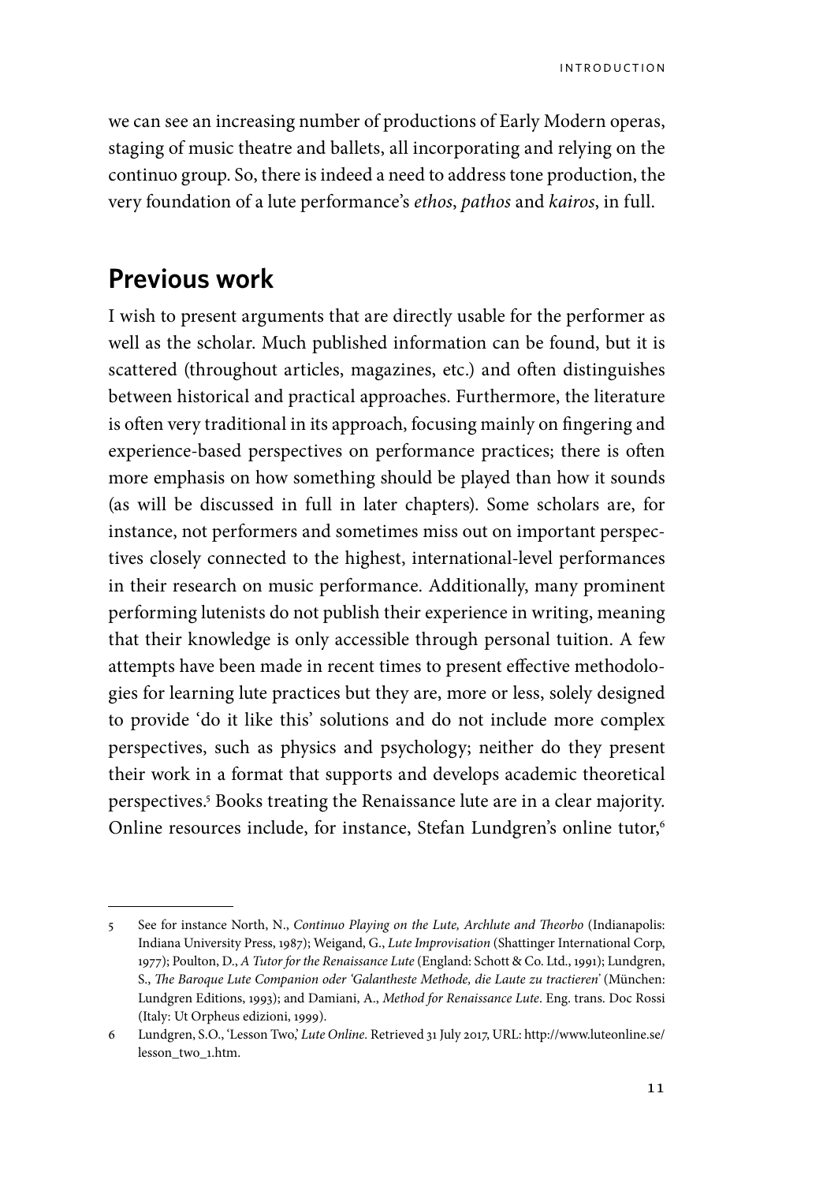we can see an increasing number of productions of Early Modern operas, staging of music theatre and ballets, all incorporating and relying on the continuo group. So, there is indeed a need to address tone production, the very foundation of a lute performance's *ethos*, *pathos* and *kairos*, in full.

## Previous work

I wish to present arguments that are directly usable for the performer as well as the scholar. Much published information can be found, but it is scattered (throughout articles, magazines, etc.) and often distinguishes between historical and practical approaches. Furthermore, the literature is often very traditional in its approach, focusing mainly on fingering and experience-based perspectives on performance practices; there is often more emphasis on how something should be played than how it sounds (as will be discussed in full in later chapters). Some scholars are, for instance, not performers and sometimes miss out on important perspectives closely connected to the highest, international-level performances in their research on music performance. Additionally, many prominent performing lutenists do not publish their experience in writing, meaning that their knowledge is only accessible through personal tuition. A few attempts have been made in recent times to present effective methodologies for learning lute practices but they are, more or less, solely designed to provide 'do it like this' solutions and do not include more complex perspectives, such as physics and psychology; neither do they present their work in a format that supports and develops academic theoretical perspectives.[5] Books treating the Renaissance lute are in a clear majority. Online resources include, for instance, Stefan Lundgren's online tutor,[6]

---

5 See for instance North, N., *Continuo Playing on the Lute, Archlute and Theorbo* (Indianapolis: Indiana University Press, 1987); Weigand, G., *Lute Improvisation* (Shattinger International Corp, 1977); Poulton, D., *A Tutor for the Renaissance Lute* (England: Schott & Co. Ltd., 1991); Lundgren, S., *The Baroque Lute Companion oder 'Galantheste Methode, die Laute zu tractieren'* (München: Lundgren Editions, 1993); and Damiani, A., *Method for Renaissance Lute*. Eng. trans. Doc Rossi (Italy: Ut Orpheus edizioni, 1999).

6 Lundgren, S.O., 'Lesson Two,' *Lute Online*. Retrieved 31 July 2017, URL: http://www.luteonline.se/lesson_two_1.htm.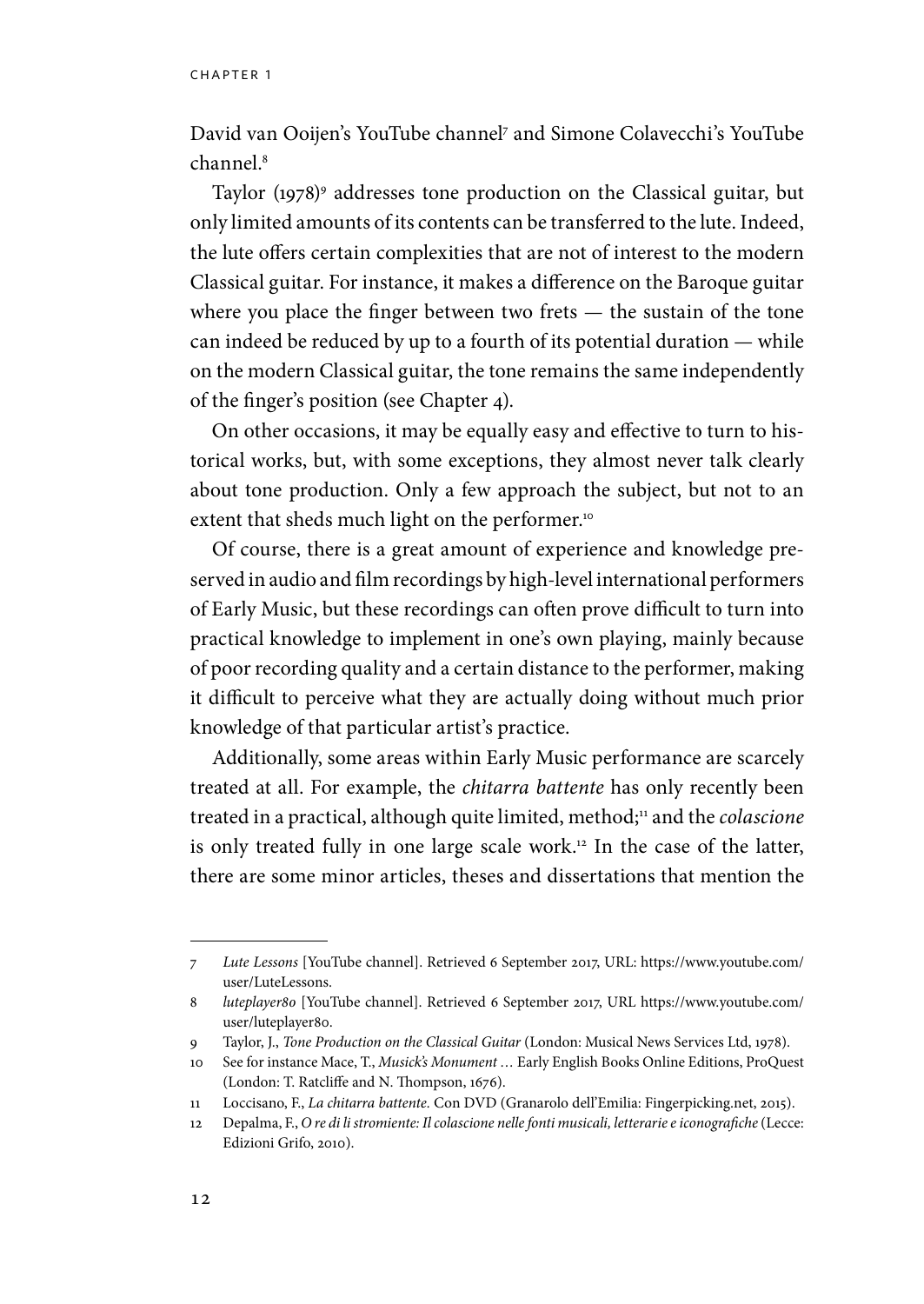David van Ooijen's YouTube channel[7] and Simone Colavecchi's YouTube channel.[8]

Taylor (1978)[9] addresses tone production on the Classical guitar, but only limited amounts of its contents can be transferred to the lute. Indeed, the lute offers certain complexities that are not of interest to the modern Classical guitar. For instance, it makes a difference on the Baroque guitar where you place the finger between two frets — the sustain of the tone can indeed be reduced by up to a fourth of its potential duration — while on the modern Classical guitar, the tone remains the same independently of the finger's position (see Chapter 4).

On other occasions, it may be equally easy and effective to turn to historical works, but, with some exceptions, they almost never talk clearly about tone production. Only a few approach the subject, but not to an extent that sheds much light on the performer.[10]

Of course, there is a great amount of experience and knowledge preserved in audio and film recordings by high-level international performers of Early Music, but these recordings can often prove difficult to turn into practical knowledge to implement in one's own playing, mainly because of poor recording quality and a certain distance to the performer, making it difficult to perceive what they are actually doing without much prior knowledge of that particular artist's practice.

Additionally, some areas within Early Music performance are scarcely treated at all. For example, the *chitarra battente* has only recently been treated in a practical, although quite limited, method;[11] and the *colascione* is only treated fully in one large scale work.[12] In the case of the latter, there are some minor articles, theses and dissertations that mention the

---

7 *Lute Lessons* [YouTube channel]. Retrieved 6 September 2017, URL: https://www.youtube.com/user/LuteLessons.

8 *luteplayer80* [YouTube channel]. Retrieved 6 September 2017, URL https://www.youtube.com/user/luteplayer80.

9 Taylor, J., *Tone Production on the Classical Guitar* (London: Musical News Services Ltd, 1978).

10 See for instance Mace, T., *Musick's Monument …* Early English Books Online Editions, ProQuest (London: T. Ratcliffe and N. Thompson, 1676).

11 Loccisano, F., *La chitarra battente.* Con DVD (Granarolo dell'Emilia: Fingerpicking.net, 2015).

12 Depalma, F., *O re di li stromiente: Il colascione nelle fonti musicali, letterarie e iconografiche* (Lecce: Edizioni Grifo, 2010).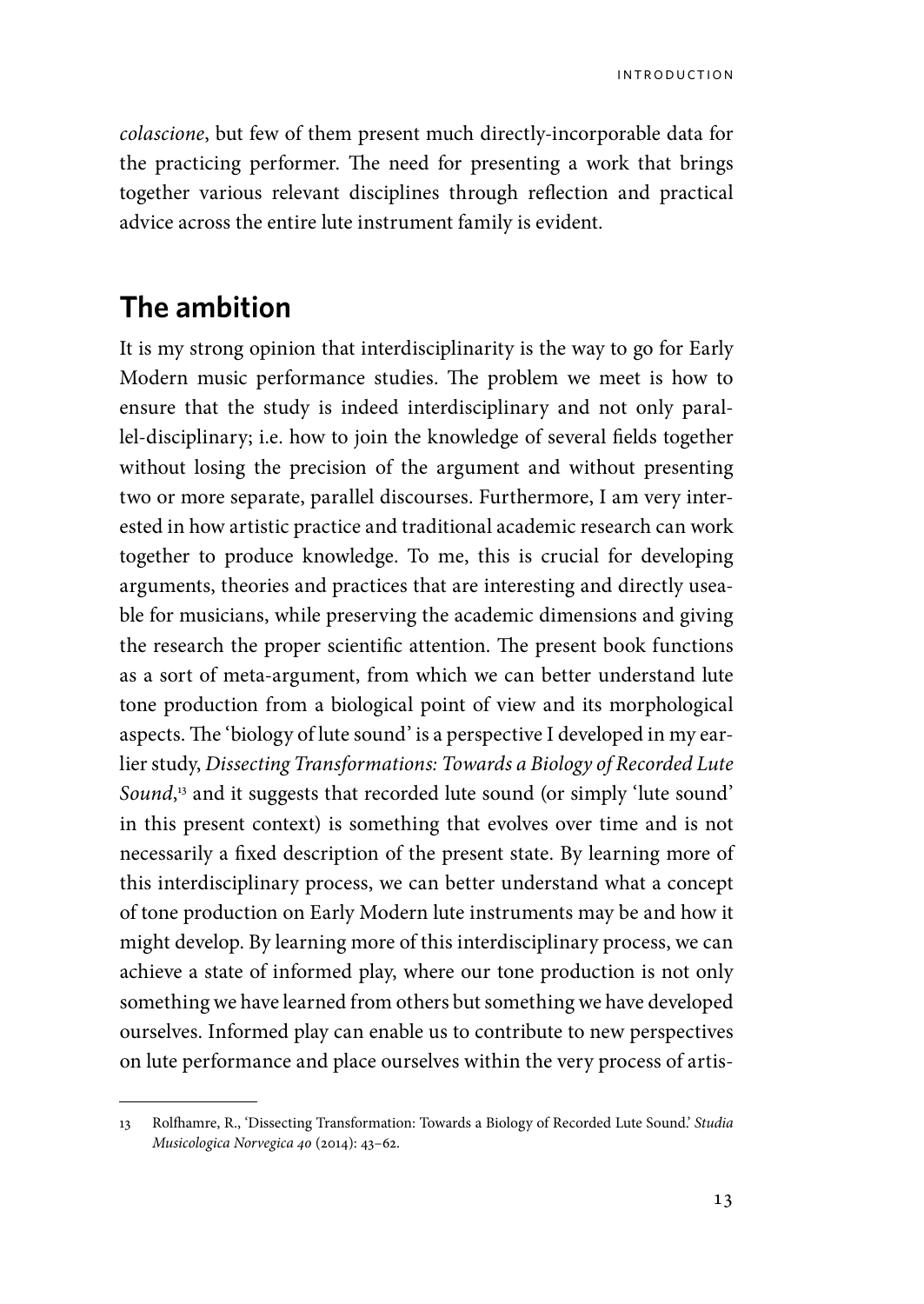*colascione*, but few of them present much directly-incorporable data for the practicing performer. The need for presenting a work that brings together various relevant disciplines through reflection and practical advice across the entire lute instrument family is evident.

## The ambition

It is my strong opinion that interdisciplinarity is the way to go for Early Modern music performance studies. The problem we meet is how to ensure that the study is indeed interdisciplinary and not only parallel-disciplinary; i.e. how to join the knowledge of several fields together without losing the precision of the argument and without presenting two or more separate, parallel discourses. Furthermore, I am very interested in how artistic practice and traditional academic research can work together to produce knowledge. To me, this is crucial for developing arguments, theories and practices that are interesting and directly useable for musicians, while preserving the academic dimensions and giving the research the proper scientific attention. The present book functions as a sort of meta-argument, from which we can better understand lute tone production from a biological point of view and its morphological aspects. The 'biology of lute sound' is a perspective I developed in my earlier study, *Dissecting Transformations: Towards a Biology of Recorded Lute Sound*,[13] and it suggests that recorded lute sound (or simply 'lute sound' in this present context) is something that evolves over time and is not necessarily a fixed description of the present state. By learning more of this interdisciplinary process, we can better understand what a concept of tone production on Early Modern lute instruments may be and how it might develop. By learning more of this interdisciplinary process, we can achieve a state of informed play, where our tone production is not only something we have learned from others but something we have developed ourselves. Informed play can enable us to contribute to new perspectives on lute performance and place ourselves within the very process of artis-

13 Rolfhamre, R., 'Dissecting Transformation: Towards a Biology of Recorded Lute Sound.' *Studia Musicologica Norvegica 40* (2014): 43–62.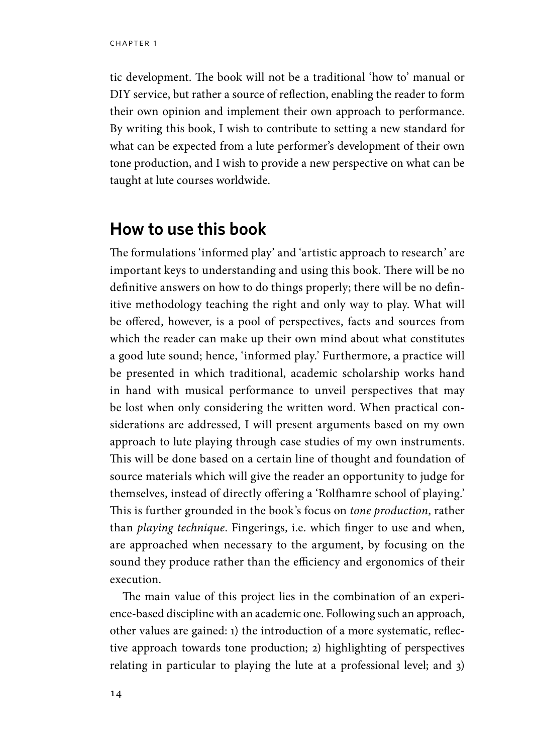tic development. The book will not be a traditional 'how to' manual or DIY service, but rather a source of reflection, enabling the reader to form their own opinion and implement their own approach to performance. By writing this book, I wish to contribute to setting a new standard for what can be expected from a lute performer's development of their own tone production, and I wish to provide a new perspective on what can be taught at lute courses worldwide.

## How to use this book

The formulations 'informed play' and 'artistic approach to research' are important keys to understanding and using this book. There will be no definitive answers on how to do things properly; there will be no definitive methodology teaching the right and only way to play. What will be offered, however, is a pool of perspectives, facts and sources from which the reader can make up their own mind about what constitutes a good lute sound; hence, 'informed play.' Furthermore, a practice will be presented in which traditional, academic scholarship works hand in hand with musical performance to unveil perspectives that may be lost when only considering the written word. When practical considerations are addressed, I will present arguments based on my own approach to lute playing through case studies of my own instruments. This will be done based on a certain line of thought and foundation of source materials which will give the reader an opportunity to judge for themselves, instead of directly offering a 'Rolfhamre school of playing.' This is further grounded in the book's focus on *tone production*, rather than *playing technique*. Fingerings, i.e. which finger to use and when, are approached when necessary to the argument, by focusing on the sound they produce rather than the efficiency and ergonomics of their execution.

The main value of this project lies in the combination of an experience-based discipline with an academic one. Following such an approach, other values are gained: 1) the introduction of a more systematic, reflective approach towards tone production; 2) highlighting of perspectives relating in particular to playing the lute at a professional level; and 3)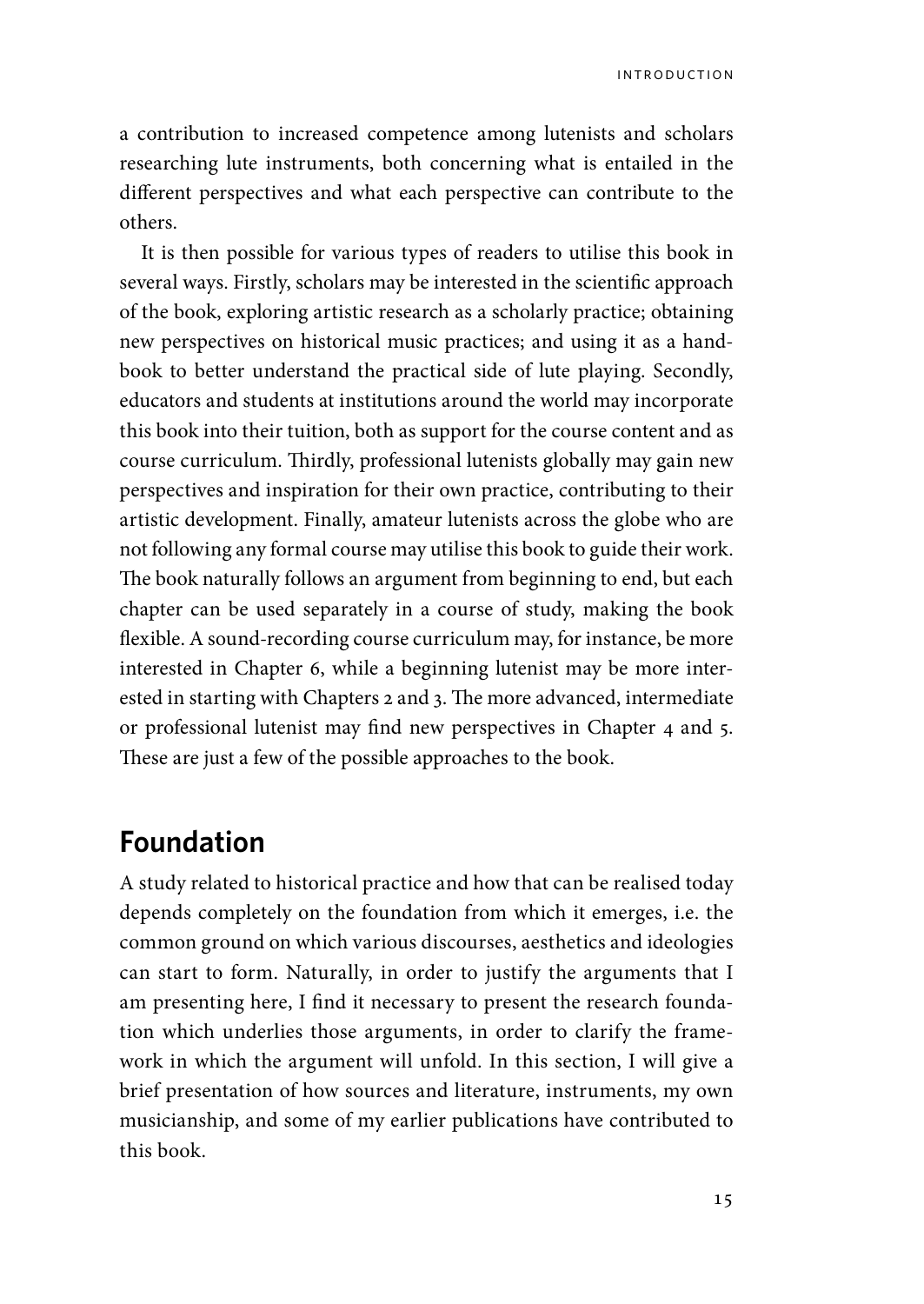a contribution to increased competence among lutenists and scholars researching lute instruments, both concerning what is entailed in the different perspectives and what each perspective can contribute to the others.

It is then possible for various types of readers to utilise this book in several ways. Firstly, scholars may be interested in the scientific approach of the book, exploring artistic research as a scholarly practice; obtaining new perspectives on historical music practices; and using it as a handbook to better understand the practical side of lute playing. Secondly, educators and students at institutions around the world may incorporate this book into their tuition, both as support for the course content and as course curriculum. Thirdly, professional lutenists globally may gain new perspectives and inspiration for their own practice, contributing to their artistic development. Finally, amateur lutenists across the globe who are not following any formal course may utilise this book to guide their work. The book naturally follows an argument from beginning to end, but each chapter can be used separately in a course of study, making the book flexible. A sound-recording course curriculum may, for instance, be more interested in Chapter 6, while a beginning lutenist may be more interested in starting with Chapters 2 and 3. The more advanced, intermediate or professional lutenist may find new perspectives in Chapter 4 and 5. These are just a few of the possible approaches to the book.

## Foundation

A study related to historical practice and how that can be realised today depends completely on the foundation from which it emerges, i.e. the common ground on which various discourses, aesthetics and ideologies can start to form. Naturally, in order to justify the arguments that I am presenting here, I find it necessary to present the research foundation which underlies those arguments, in order to clarify the framework in which the argument will unfold. In this section, I will give a brief presentation of how sources and literature, instruments, my own musicianship, and some of my earlier publications have contributed to this book.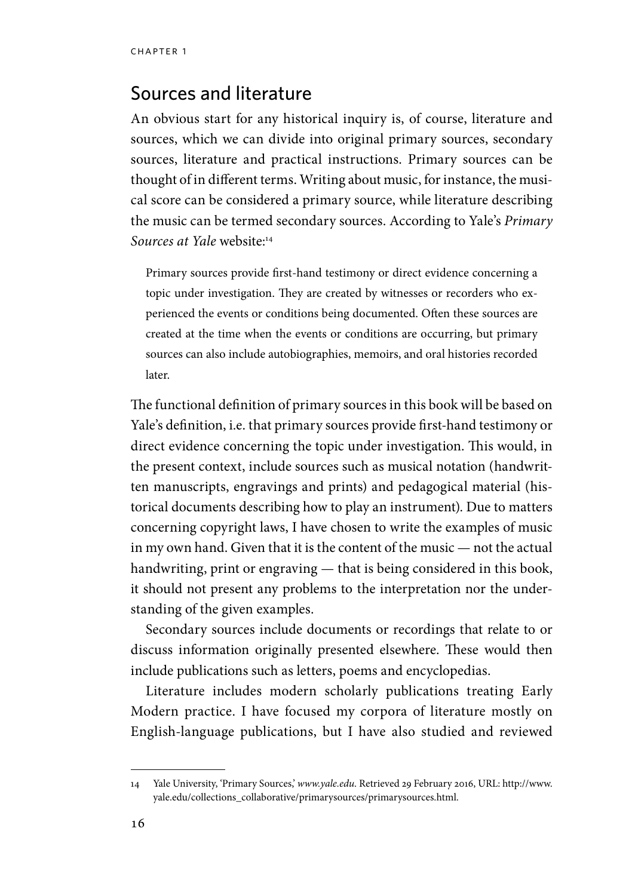## Sources and literature

An obvious start for any historical inquiry is, of course, literature and sources, which we can divide into original primary sources, secondary sources, literature and practical instructions. Primary sources can be thought of in different terms. Writing about music, for instance, the musical score can be considered a primary source, while literature describing the music can be termed secondary sources. According to Yale's *Primary Sources at Yale* website:[14]

> Primary sources provide first-hand testimony or direct evidence concerning a topic under investigation. They are created by witnesses or recorders who experienced the events or conditions being documented. Often these sources are created at the time when the events or conditions are occurring, but primary sources can also include autobiographies, memoirs, and oral histories recorded later.

The functional definition of primary sources in this book will be based on Yale's definition, i.e. that primary sources provide first-hand testimony or direct evidence concerning the topic under investigation. This would, in the present context, include sources such as musical notation (handwritten manuscripts, engravings and prints) and pedagogical material (historical documents describing how to play an instrument). Due to matters concerning copyright laws, I have chosen to write the examples of music in my own hand. Given that it is the content of the music — not the actual handwriting, print or engraving — that is being considered in this book, it should not present any problems to the interpretation nor the understanding of the given examples.

Secondary sources include documents or recordings that relate to or discuss information originally presented elsewhere. These would then include publications such as letters, poems and encyclopedias.

Literature includes modern scholarly publications treating Early Modern practice. I have focused my corpora of literature mostly on English-language publications, but I have also studied and reviewed

---

14 Yale University, 'Primary Sources,' *www.yale.edu*. Retrieved 29 February 2016, URL: http://www.yale.edu/collections_collaborative/primarysources/primarysources.html.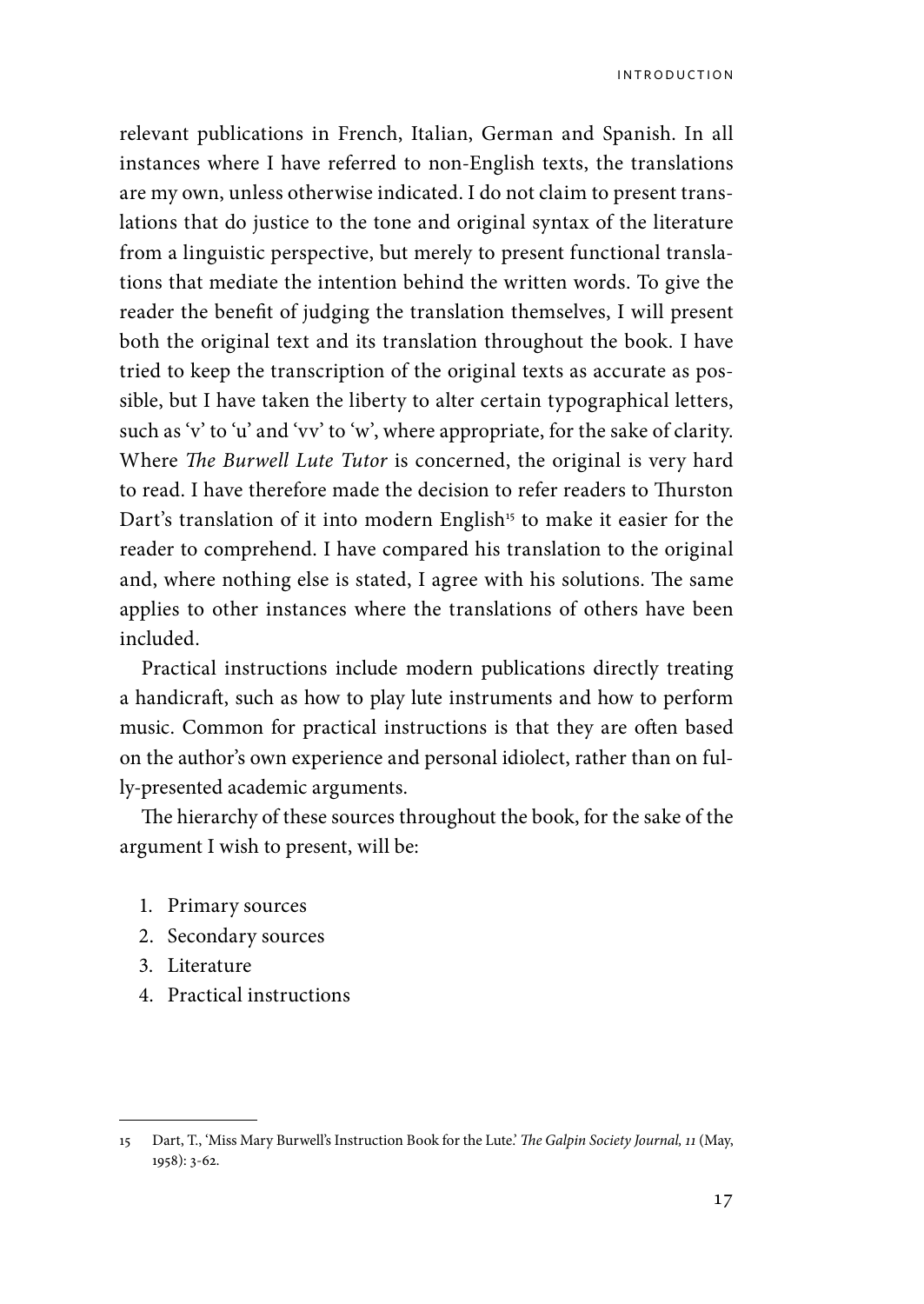relevant publications in French, Italian, German and Spanish. In all instances where I have referred to non-English texts, the translations are my own, unless otherwise indicated. I do not claim to present translations that do justice to the tone and original syntax of the literature from a linguistic perspective, but merely to present functional translations that mediate the intention behind the written words. To give the reader the benefit of judging the translation themselves, I will present both the original text and its translation throughout the book. I have tried to keep the transcription of the original texts as accurate as possible, but I have taken the liberty to alter certain typographical letters, such as 'v' to 'u' and 'vv' to 'w', where appropriate, for the sake of clarity. Where *The Burwell Lute Tutor* is concerned, the original is very hard to read. I have therefore made the decision to refer readers to Thurston Dart's translation of it into modern English[15] to make it easier for the reader to comprehend. I have compared his translation to the original and, where nothing else is stated, I agree with his solutions. The same applies to other instances where the translations of others have been included.

Practical instructions include modern publications directly treating a handicraft, such as how to play lute instruments and how to perform music. Common for practical instructions is that they are often based on the author's own experience and personal idiolect, rather than on fully-presented academic arguments.

The hierarchy of these sources throughout the book, for the sake of the argument I wish to present, will be:

1. Primary sources
2. Secondary sources
3. Literature
4. Practical instructions

---

15 Dart, T., 'Miss Mary Burwell's Instruction Book for the Lute.' *The Galpin Society Journal, 11* (May, 1958): 3-62.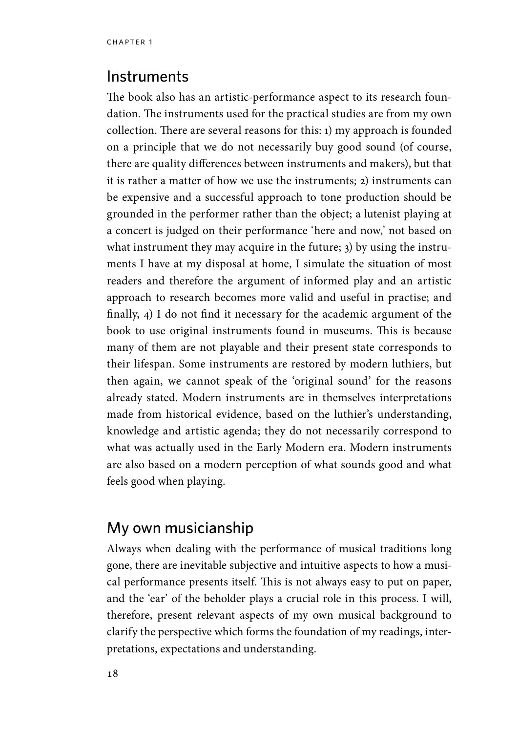## Instruments

The book also has an artistic-performance aspect to its research foundation. The instruments used for the practical studies are from my own collection. There are several reasons for this: 1) my approach is founded on a principle that we do not necessarily buy good sound (of course, there are quality differences between instruments and makers), but that it is rather a matter of how we use the instruments; 2) instruments can be expensive and a successful approach to tone production should be grounded in the performer rather than the object; a lutenist playing at a concert is judged on their performance 'here and now,' not based on what instrument they may acquire in the future; 3) by using the instruments I have at my disposal at home, I simulate the situation of most readers and therefore the argument of informed play and an artistic approach to research becomes more valid and useful in practise; and finally, 4) I do not find it necessary for the academic argument of the book to use original instruments found in museums. This is because many of them are not playable and their present state corresponds to their lifespan. Some instruments are restored by modern luthiers, but then again, we cannot speak of the 'original sound' for the reasons already stated. Modern instruments are in themselves interpretations made from historical evidence, based on the luthier's understanding, knowledge and artistic agenda; they do not necessarily correspond to what was actually used in the Early Modern era. Modern instruments are also based on a modern perception of what sounds good and what feels good when playing.

## My own musicianship

Always when dealing with the performance of musical traditions long gone, there are inevitable subjective and intuitive aspects to how a musical performance presents itself. This is not always easy to put on paper, and the 'ear' of the beholder plays a crucial role in this process. I will, therefore, present relevant aspects of my own musical background to clarify the perspective which forms the foundation of my readings, interpretations, expectations and understanding.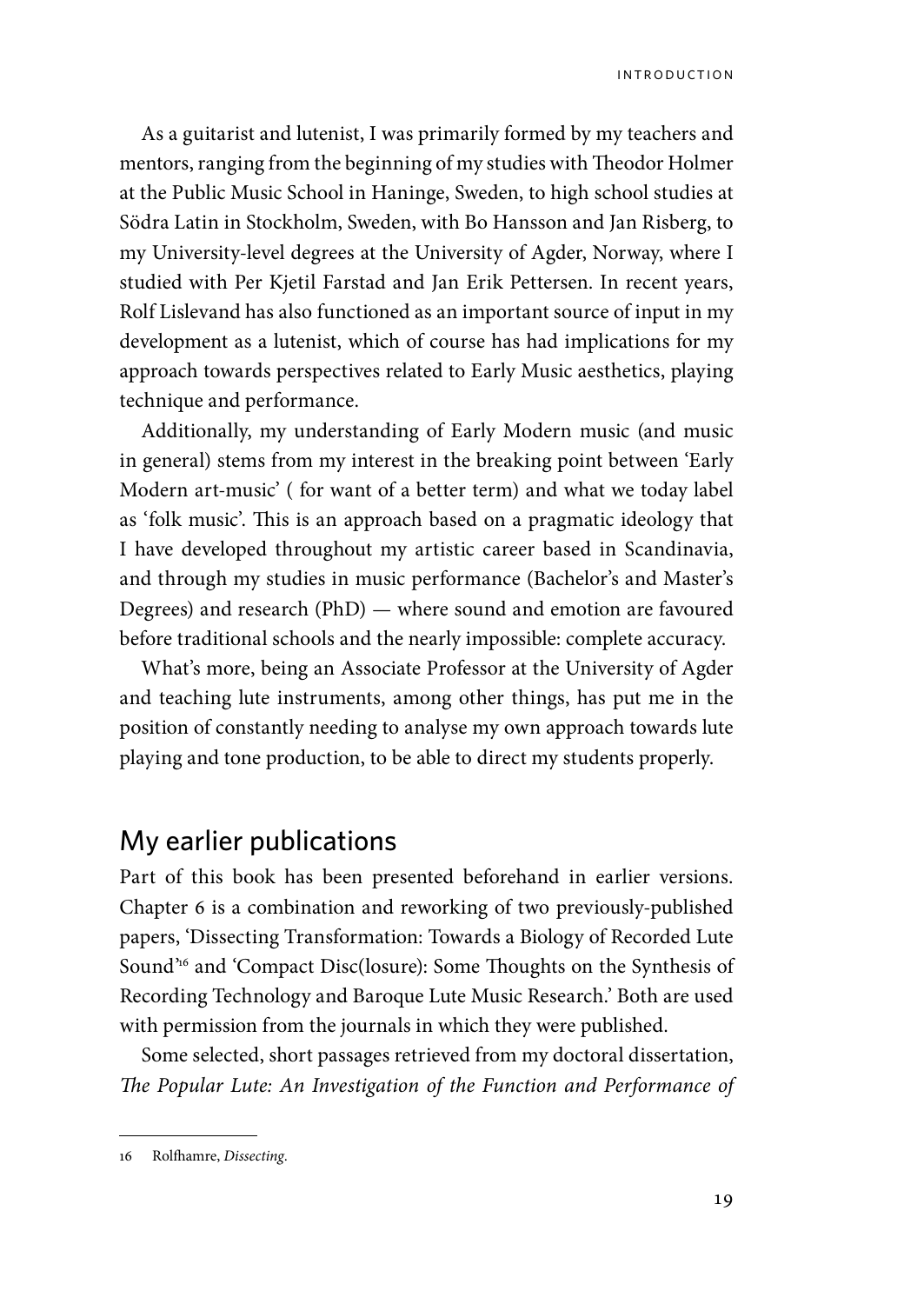As a guitarist and lutenist, I was primarily formed by my teachers and mentors, ranging from the beginning of my studies with Theodor Holmer at the Public Music School in Haninge, Sweden, to high school studies at Södra Latin in Stockholm, Sweden, with Bo Hansson and Jan Risberg, to my University-level degrees at the University of Agder, Norway, where I studied with Per Kjetil Farstad and Jan Erik Pettersen. In recent years, Rolf Lislevand has also functioned as an important source of input in my development as a lutenist, which of course has had implications for my approach towards perspectives related to Early Music aesthetics, playing technique and performance.

Additionally, my understanding of Early Modern music (and music in general) stems from my interest in the breaking point between 'Early Modern art-music' ( for want of a better term) and what we today label as 'folk music'. This is an approach based on a pragmatic ideology that I have developed throughout my artistic career based in Scandinavia, and through my studies in music performance (Bachelor's and Master's Degrees) and research (PhD) — where sound and emotion are favoured before traditional schools and the nearly impossible: complete accuracy.

What's more, being an Associate Professor at the University of Agder and teaching lute instruments, among other things, has put me in the position of constantly needing to analyse my own approach towards lute playing and tone production, to be able to direct my students properly.

## My earlier publications

Part of this book has been presented beforehand in earlier versions. Chapter 6 is a combination and reworking of two previously-published papers, 'Dissecting Transformation: Towards a Biology of Recorded Lute Sound'[16] and 'Compact Disc(losure): Some Thoughts on the Synthesis of Recording Technology and Baroque Lute Music Research.' Both are used with permission from the journals in which they were published.

Some selected, short passages retrieved from my doctoral dissertation, *The Popular Lute: An Investigation of the Function and Performance of*

16 Rolfhamre, *Dissecting*.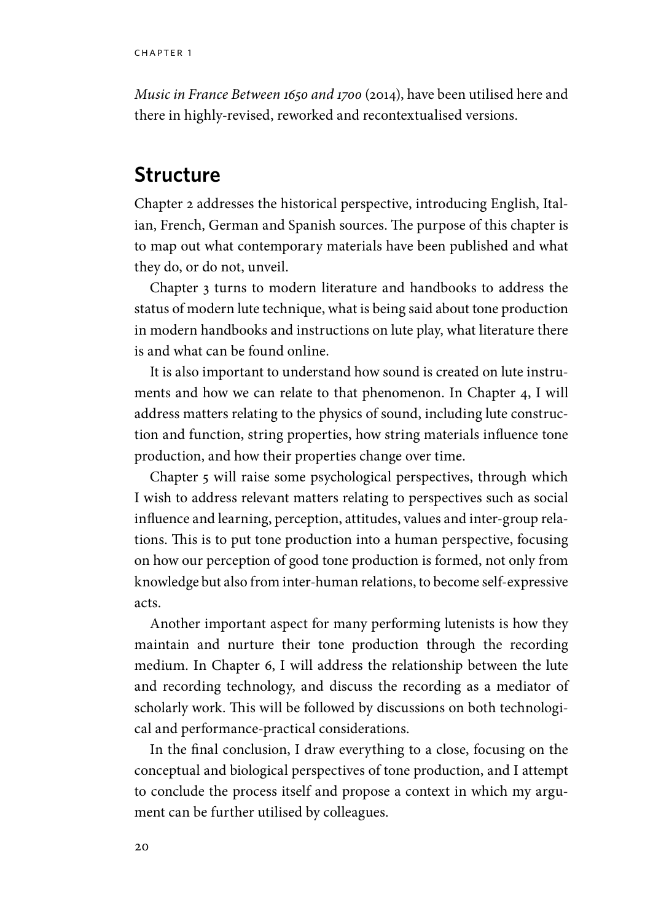*Music in France Between 1650 and 1700* (2014), have been utilised here and there in highly-revised, reworked and recontextualised versions.

## Structure

Chapter 2 addresses the historical perspective, introducing English, Italian, French, German and Spanish sources. The purpose of this chapter is to map out what contemporary materials have been published and what they do, or do not, unveil.

Chapter 3 turns to modern literature and handbooks to address the status of modern lute technique, what is being said about tone production in modern handbooks and instructions on lute play, what literature there is and what can be found online.

It is also important to understand how sound is created on lute instruments and how we can relate to that phenomenon. In Chapter 4, I will address matters relating to the physics of sound, including lute construction and function, string properties, how string materials influence tone production, and how their properties change over time.

Chapter 5 will raise some psychological perspectives, through which I wish to address relevant matters relating to perspectives such as social influence and learning, perception, attitudes, values and inter-group relations. This is to put tone production into a human perspective, focusing on how our perception of good tone production is formed, not only from knowledge but also from inter-human relations, to become self-expressive acts.

Another important aspect for many performing lutenists is how they maintain and nurture their tone production through the recording medium. In Chapter 6, I will address the relationship between the lute and recording technology, and discuss the recording as a mediator of scholarly work. This will be followed by discussions on both technological and performance-practical considerations.

In the final conclusion, I draw everything to a close, focusing on the conceptual and biological perspectives of tone production, and I attempt to conclude the process itself and propose a context in which my argument can be further utilised by colleagues.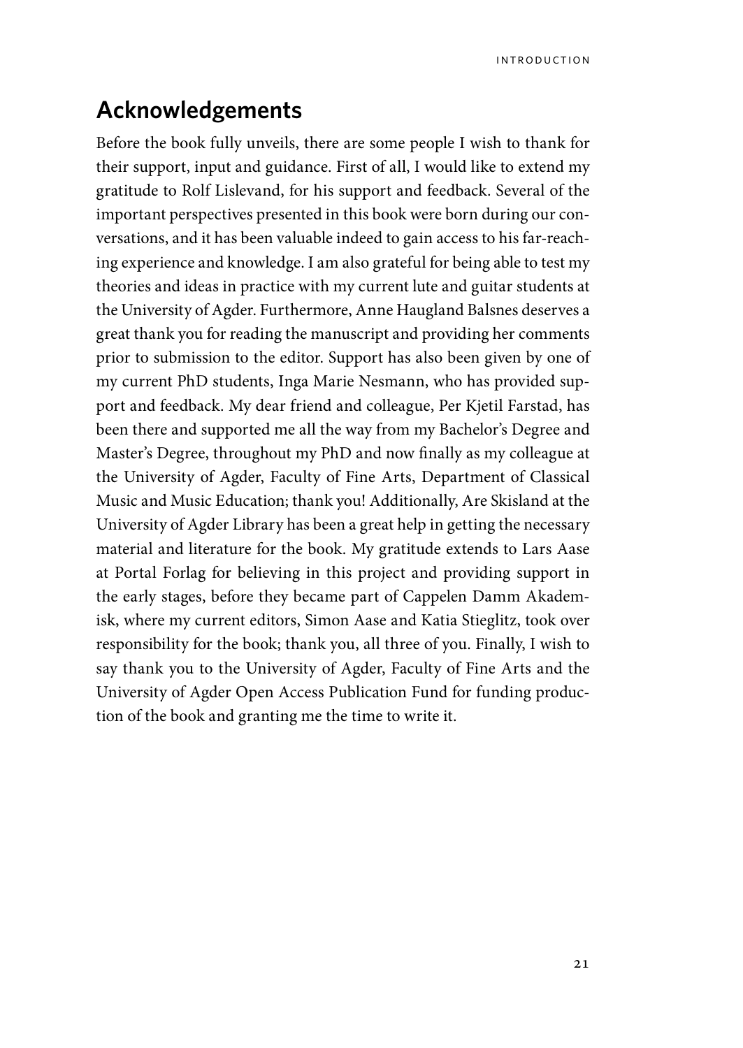## Acknowledgements

Before the book fully unveils, there are some people I wish to thank for their support, input and guidance. First of all, I would like to extend my gratitude to Rolf Lislevand, for his support and feedback. Several of the important perspectives presented in this book were born during our conversations, and it has been valuable indeed to gain access to his far-reaching experience and knowledge. I am also grateful for being able to test my theories and ideas in practice with my current lute and guitar students at the University of Agder. Furthermore, Anne Haugland Balsnes deserves a great thank you for reading the manuscript and providing her comments prior to submission to the editor. Support has also been given by one of my current PhD students, Inga Marie Nesmann, who has provided support and feedback. My dear friend and colleague, Per Kjetil Farstad, has been there and supported me all the way from my Bachelor's Degree and Master's Degree, throughout my PhD and now finally as my colleague at the University of Agder, Faculty of Fine Arts, Department of Classical Music and Music Education; thank you! Additionally, Are Skisland at the University of Agder Library has been a great help in getting the necessary material and literature for the book. My gratitude extends to Lars Aase at Portal Forlag for believing in this project and providing support in the early stages, before they became part of Cappelen Damm Akademisk, where my current editors, Simon Aase and Katia Stieglitz, took over responsibility for the book; thank you, all three of you. Finally, I wish to say thank you to the University of Agder, Faculty of Fine Arts and the University of Agder Open Access Publication Fund for funding production of the book and granting me the time to write it.